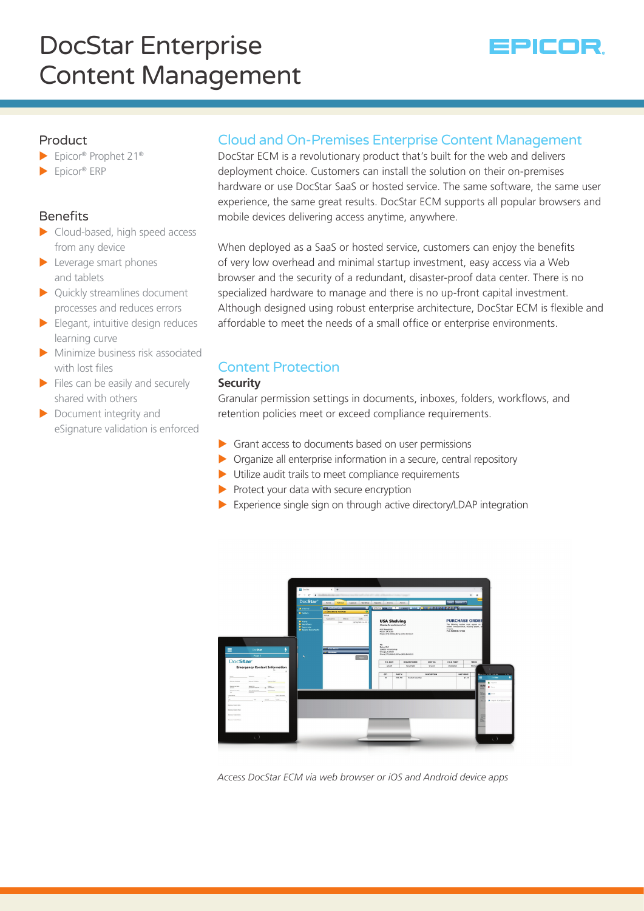# DocStar Enterprise Content Management

EPICOR

## Product

- Epicor® Prophet 21®
- Epicor® ERP

## Benefits

- Cloud-based, high speed access from any device
- Leverage smart phones and tablets
- Quickly streamlines document processes and reduces errors
- Elegant, intuitive design reduces learning curve
- Minimize business risk associated with lost files
- Files can be easily and securely shared with others
- Document integrity and eSignature validation is enforced

## Cloud and On-Premises Enterprise Content Management

DocStar ECM is a revolutionary product that's built for the web and delivers deployment choice. Customers can install the solution on their on-premises hardware or use DocStar SaaS or hosted service. The same software, the same user experience, the same great results. DocStar ECM supports all popular browsers and mobile devices delivering access anytime, anywhere.

When deployed as a SaaS or hosted service, customers can enjoy the benefits of very low overhead and minimal startup investment, easy access via a Web browser and the security of a redundant, disaster-proof data center. There is no specialized hardware to manage and there is no up-front capital investment. Although designed using robust enterprise architecture, DocStar ECM is flexible and affordable to meet the needs of a small office or enterprise environments.

## Content Protection

### Security

Granular permission settings in documents, inboxes, folders, workflows, and retention policies meet or exceed compliance requirements.

- Grant access to documents based on user permissions
- Organize all enterprise information in a secure, central repository
- Utilize audit trails to meet compliance requirements
- Protect your data with secure encryption
- Experience single sign on through active directory/LDAP integration

*Access DocStar ECM via web browser or iOS and Android device apps*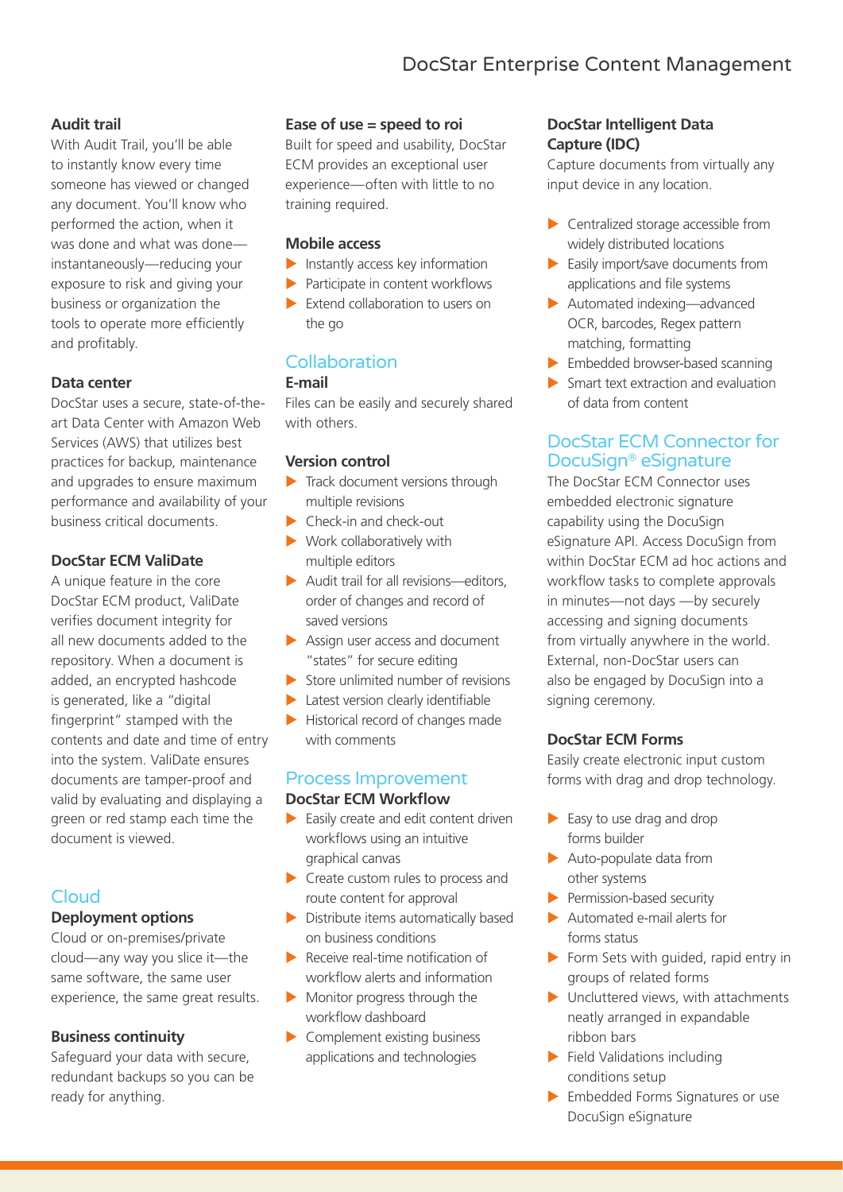**Audit trail**

With Audit Trail, you'll be able to instantly know every time someone has viewed or changed any document. You'll know who performed the action, when it was done and what was done—instantaneously—reducing your exposure to risk and giving your business or organization the tools to operate more efficiently and profitably.

**Data center**

DocStar uses a secure, state-of-the-art Data Center with Amazon Web Services (AWS) that utilizes best practices for backup, maintenance and upgrades to ensure maximum performance and availability of your business critical documents.

**DocStar ECM ValiDate**

A unique feature in the core DocStar ECM product, ValiDate verifies document integrity for all new documents added to the repository. When a document is added, an encrypted hashcode is generated, like a "digital fingerprint" stamped with the contents and date and time of entry into the system. ValiDate ensures documents are tamper-proof and valid by evaluating and displaying a green or red stamp each time the document is viewed.

## Cloud

**Deployment options**

Cloud or on-premises/private cloud—any way you slice it—the same software, the same user experience, the same great results.

**Business continuity**

Safeguard your data with secure, redundant backups so you can be ready for anything.

**Ease of use = speed to roi**

Built for speed and usability, DocStar ECM provides an exceptional user experience—often with little to no training required.

**Mobile access**

- Instantly access key information
- Participate in content workflows
- Extend collaboration to users on the go

## Collaboration

**E-mail**

Files can be easily and securely shared with others.

**Version control**

- Track document versions through multiple revisions
- Check-in and check-out
- Work collaboratively with multiple editors
- Audit trail for all revisions—editors, order of changes and record of saved versions
- Assign user access and document "states" for secure editing
- Store unlimited number of revisions
- Latest version clearly identifiable
- Historical record of changes made with comments

## Process Improvement

**DocStar ECM Workflow**

- Easily create and edit content driven workflows using an intuitive graphical canvas
- Create custom rules to process and route content for approval
- Distribute items automatically based on business conditions
- Receive real-time notification of workflow alerts and information
- Monitor progress through the workflow dashboard
- Complement existing business applications and technologies

**DocStar Intelligent Data Capture (IDC)**

Capture documents from virtually any input device in any location.

- Centralized storage accessible from widely distributed locations
- Easily import/save documents from applications and file systems
- Automated indexing—advanced OCR, barcodes, Regex pattern matching, formatting
- Embedded browser-based scanning
- Smart text extraction and evaluation of data from content

## DocStar ECM Connector for DocuSign® eSignature

The DocStar ECM Connector uses embedded electronic signature capability using the DocuSign eSignature API. Access DocuSign from within DocStar ECM ad hoc actions and workflow tasks to complete approvals in minutes—not days —by securely accessing and signing documents from virtually anywhere in the world. External, non-DocStar users can also be engaged by DocuSign into a signing ceremony.

**DocStar ECM Forms**

Easily create electronic input custom forms with drag and drop technology.

- Easy to use drag and drop forms builder
- Auto-populate data from other systems
- Permission-based security
- Automated e-mail alerts for forms status
- Form Sets with guided, rapid entry in groups of related forms
- Uncluttered views, with attachments neatly arranged in expandable ribbon bars
- Field Validations including conditions setup
- Embedded Forms Signatures or use DocuSign eSignature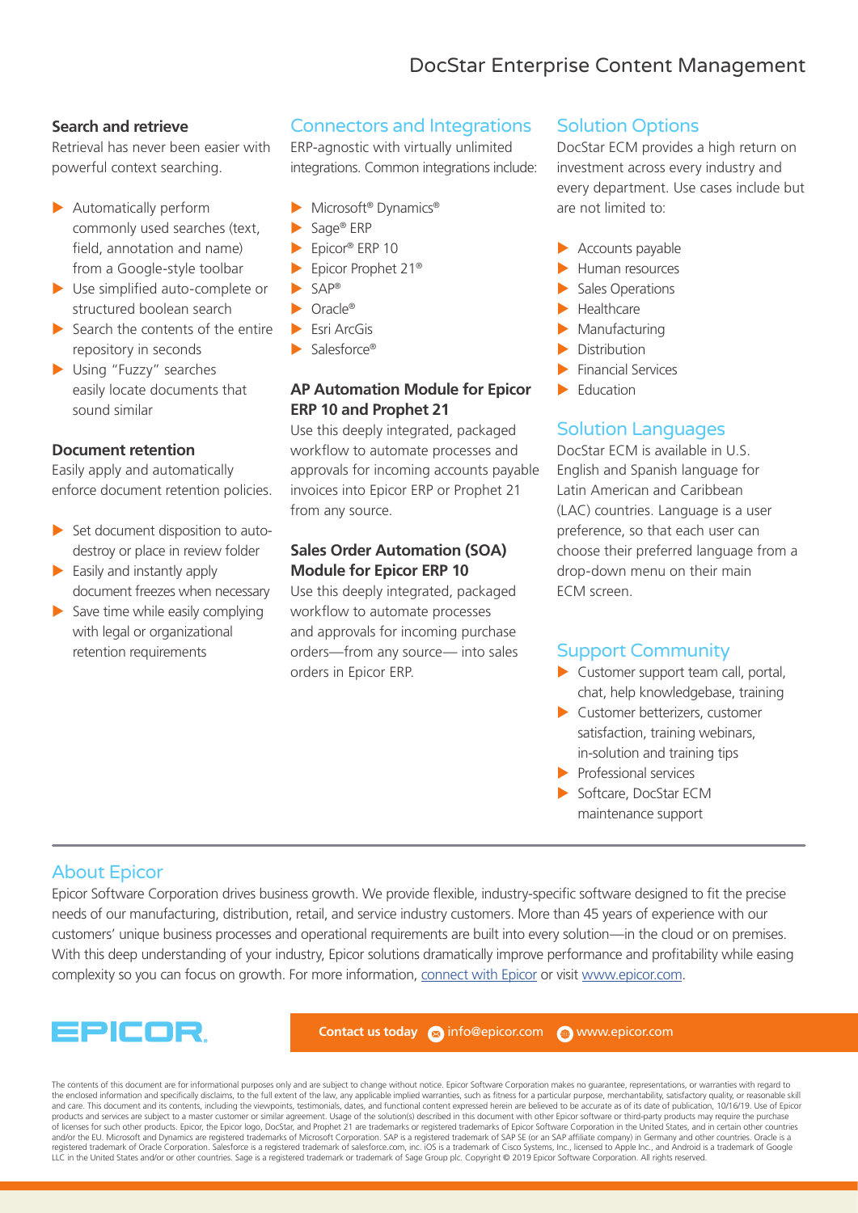## Search and retrieve

Retrieval has never been easier with powerful context searching.

- Automatically perform commonly used searches (text, field, annotation and name) from a Google-style toolbar
- Use simplified auto-complete or structured boolean search
- Search the contents of the entire repository in seconds
- Using "Fuzzy" searches easily locate documents that sound similar

## Document retention

Easily apply and automatically enforce document retention policies.

- Set document disposition to auto-destroy or place in review folder
- Easily and instantly apply document freezes when necessary
- Save time while easily complying with legal or organizational retention requirements

## Connectors and Integrations

ERP-agnostic with virtually unlimited integrations. Common integrations include:

- Microsoft® Dynamics®
- Sage® ERP
- Epicor® ERP 10
- Epicor Prophet 21®
- SAP®
- Oracle®
- Esri ArcGis
- Salesforce®

### AP Automation Module for Epicor ERP 10 and Prophet 21

Use this deeply integrated, packaged workflow to automate processes and approvals for incoming accounts payable invoices into Epicor ERP or Prophet 21 from any source.

### Sales Order Automation (SOA) Module for Epicor ERP 10

Use this deeply integrated, packaged workflow to automate processes and approvals for incoming purchase orders—from any source— into sales orders in Epicor ERP.

## Solution Options

DocStar ECM provides a high return on investment across every industry and every department. Use cases include but are not limited to:

- Accounts payable
- Human resources
- Sales Operations
- Healthcare
- Manufacturing
- Distribution
- Financial Services
- Education

## Solution Languages

DocStar ECM is available in U.S. English and Spanish language for Latin American and Caribbean (LAC) countries. Language is a user preference, so that each user can choose their preferred language from a drop-down menu on their main ECM screen.

## Support Community

- Customer support team call, portal, chat, help knowledgebase, training
- Customer betterizers, customer satisfaction, training webinars, in-solution and training tips
- Professional services
- Softcare, DocStar ECM maintenance support

## About Epicor

Epicor Software Corporation drives business growth. We provide flexible, industry-specific software designed to fit the precise needs of our manufacturing, distribution, retail, and service industry customers. More than 45 years of experience with our customers' unique business processes and operational requirements are built into every solution—in the cloud or on premises. With this deep understanding of your industry, Epicor solutions dramatically improve performance and profitability while easing complexity so you can focus on growth. For more information, connect with Epicor or visit www.epicor.com.

EPICOR

**Contact us today** info@epicor.com www.epicor.com

The contents of this document are for informational purposes only and are subject to change without notice. Epicor Software Corporation makes no guarantee, representations, or warranties with regard to the enclosed information and specifically disclaims, to the full extent of the law, any applicable implied warranties, such as fitness for a particular purpose, merchantability, satisfactory quality, or reasonable skill and care. This document and its contents, including the viewpoints, testimonials, dates, and functional content expressed herein are believed to be accurate as of its date of publication, 10/16/19. Use of Epicor products and services are subject to a master customer or similar agreement. Usage of the solution(s) described in this document with other Epicor software or third-party products may require the purchase of licenses for such other products. Epicor, the Epicor logo, DocStar, and Prophet 21 are trademarks or registered trademarks of Epicor Software Corporation in the United States, and in certain other countries and/or the EU. Microsoft and Dynamics are registered trademarks of Microsoft Corporation. SAP is a registered trademark of SAP SE (or an SAP affiliate company) in Germany and other countries. Oracle is a registered trademark of Oracle Corporation. Salesforce is a registered trademark of salesforce.com, inc. iOS is a trademark of Cisco Systems, Inc., licensed to Apple Inc., and Android is a trademark of Google LLC in the United States and/or or other countries. Sage is a registered trademark or trademark of Sage Group plc. Copyright © 2019 Epicor Software Corporation. All rights reserved.